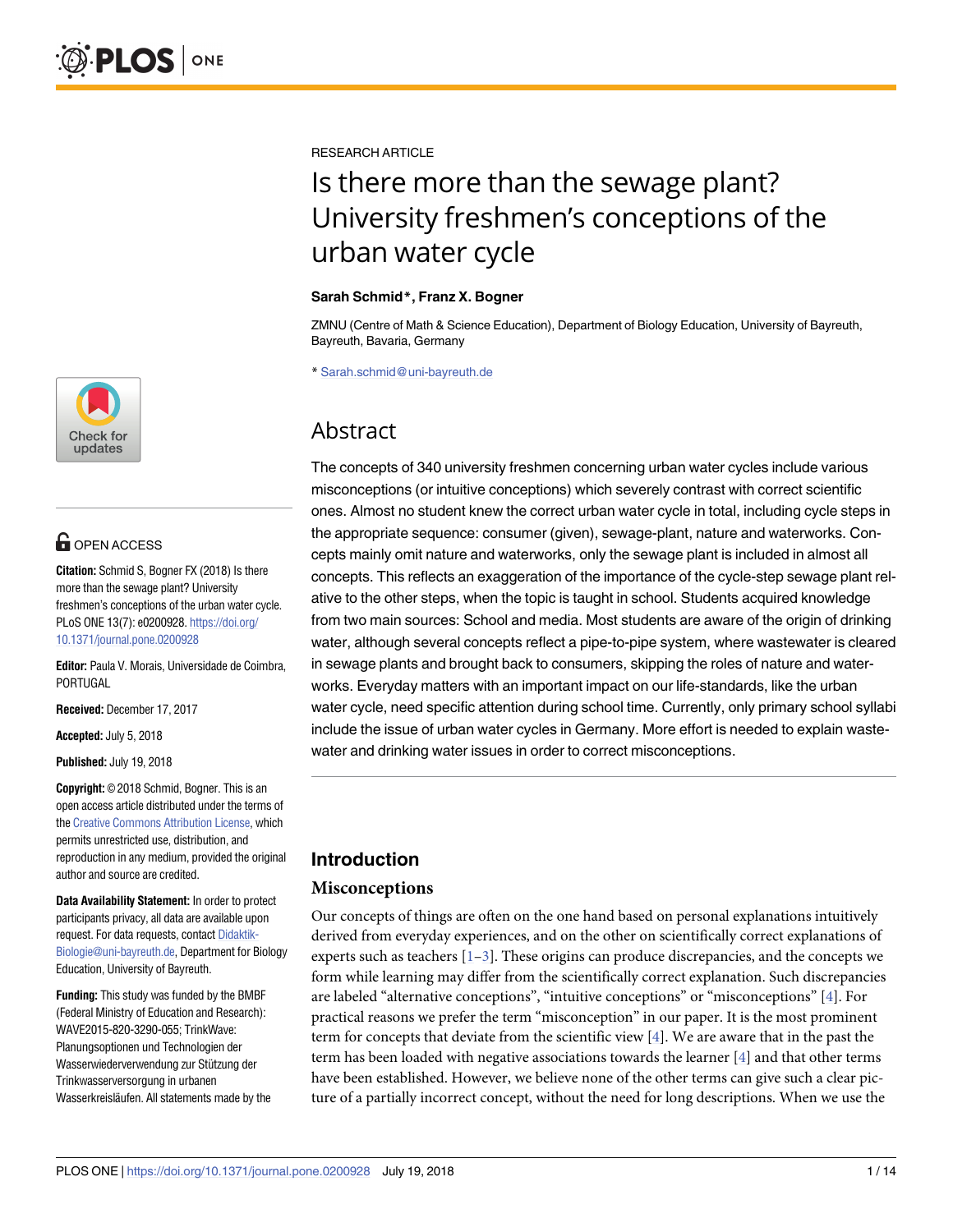RESEARCH ARTICLE

# Is there more than the sewage plant? University freshmen's conceptions of the urban water cycle

**Sarah Schmid*, Franz X. Bogner**

ZMNU (Centre of Math & Science Education), Department of Biology Education, University of Bayreuth, Bayreuth, Bavaria, Germany

* Sarah.schmid@uni-bayreuth.de

OPEN ACCESS

**Citation:** Schmid S, Bogner FX (2018) Is there more than the sewage plant? University freshmen's conceptions of the urban water cycle. PLoS ONE 13(7): e0200928. https://doi.org/10.1371/journal.pone.0200928

**Editor:** Paula V. Morais, Universidade de Coimbra, PORTUGAL

**Received:** December 17, 2017

**Accepted:** July 5, 2018

**Published:** July 19, 2018

**Copyright:** © 2018 Schmid, Bogner. This is an open access article distributed under the terms of the Creative Commons Attribution License, which permits unrestricted use, distribution, and reproduction in any medium, provided the original author and source are credited.

**Data Availability Statement:** In order to protect participants privacy, all data are available upon request. For data requests, contact Didaktik-Biologie@uni-bayreuth.de, Department for Biology Education, University of Bayreuth.

**Funding:** This study was funded by the BMBF (Federal Ministry of Education and Research): WAVE2015-820-3290-055; TrinkWave: Planungsoptionen und Technologien der Wasserwiederverwendung zur Stützung der Trinkwasserversorgung in urbanen Wasserkreisläufen. All statements made by the

## Abstract

The concepts of 340 university freshmen concerning urban water cycles include various misconceptions (or intuitive conceptions) which severely contrast with correct scientific ones. Almost no student knew the correct urban water cycle in total, including cycle steps in the appropriate sequence: consumer (given), sewage-plant, nature and waterworks. Concepts mainly omit nature and waterworks, only the sewage plant is included in almost all concepts. This reflects an exaggeration of the importance of the cycle-step sewage plant relative to the other steps, when the topic is taught in school. Students acquired knowledge from two main sources: School and media. Most students are aware of the origin of drinking water, although several concepts reflect a pipe-to-pipe system, where wastewater is cleared in sewage plants and brought back to consumers, skipping the roles of nature and waterworks. Everyday matters with an important impact on our life-standards, like the urban water cycle, need specific attention during school time. Currently, only primary school syllabi include the issue of urban water cycles in Germany. More effort is needed to explain wastewater and drinking water issues in order to correct misconceptions.

## Introduction

### Misconceptions

Our concepts of things are often on the one hand based on personal explanations intuitively derived from everyday experiences, and on the other on scientifically correct explanations of experts such as teachers [1–3]. These origins can produce discrepancies, and the concepts we form while learning may differ from the scientifically correct explanation. Such discrepancies are labeled "alternative conceptions", "intuitive conceptions" or "misconceptions" [4]. For practical reasons we prefer the term "misconception" in our paper. It is the most prominent term for concepts that deviate from the scientific view [4]. We are aware that in the past the term has been loaded with negative associations towards the learner [4] and that other terms have been established. However, we believe none of the other terms can give such a clear picture of a partially incorrect concept, without the need for long descriptions. When we use the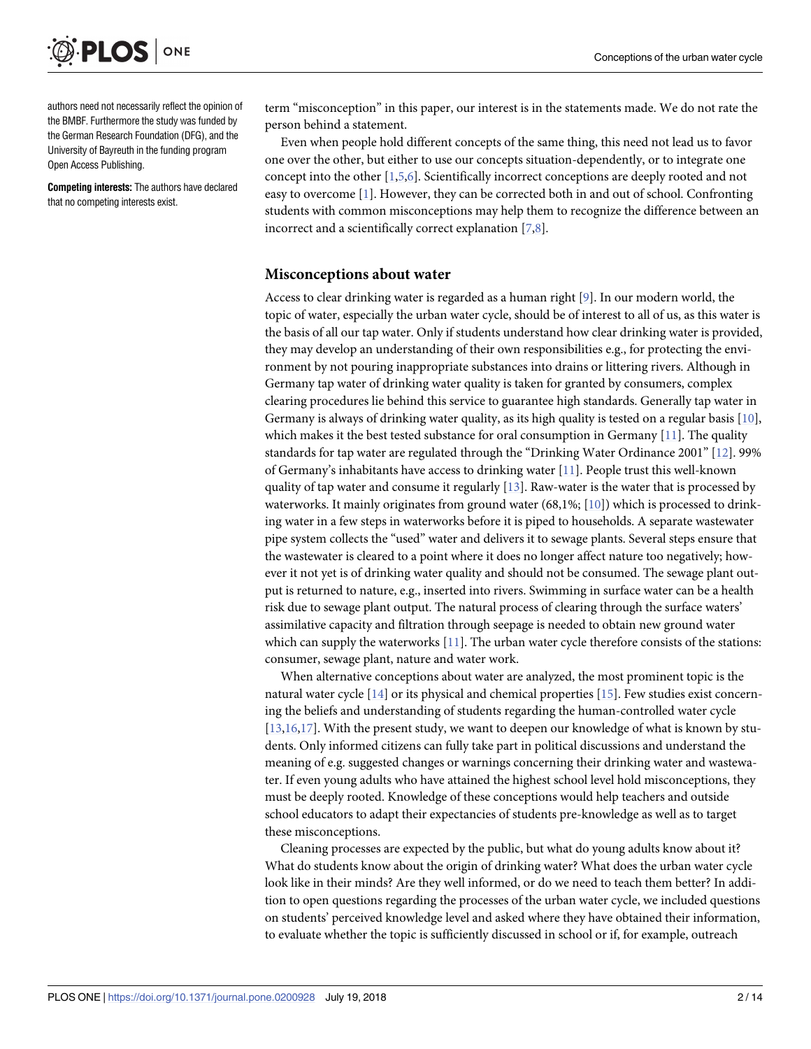authors need not necessarily reflect the opinion of the BMBF. Furthermore the study was funded by the German Research Foundation (DFG), and the University of Bayreuth in the funding program Open Access Publishing.

**Competing interests:** The authors have declared that no competing interests exist.

term "misconception" in this paper, our interest is in the statements made. We do not rate the person behind a statement.

Even when people hold different concepts of the same thing, this need not lead us to favor one over the other, but either to use our concepts situation-dependently, or to integrate one concept into the other [1,5,6]. Scientifically incorrect conceptions are deeply rooted and not easy to overcome [1]. However, they can be corrected both in and out of school. Confronting students with common misconceptions may help them to recognize the difference between an incorrect and a scientifically correct explanation [7,8].

## Misconceptions about water

Access to clear drinking water is regarded as a human right [9]. In our modern world, the topic of water, especially the urban water cycle, should be of interest to all of us, as this water is the basis of all our tap water. Only if students understand how clear drinking water is provided, they may develop an understanding of their own responsibilities e.g., for protecting the environment by not pouring inappropriate substances into drains or littering rivers. Although in Germany tap water of drinking water quality is taken for granted by consumers, complex clearing procedures lie behind this service to guarantee high standards. Generally tap water in Germany is always of drinking water quality, as its high quality is tested on a regular basis [10], which makes it the best tested substance for oral consumption in Germany [11]. The quality standards for tap water are regulated through the "Drinking Water Ordinance 2001" [12]. 99% of Germany's inhabitants have access to drinking water [11]. People trust this well-known quality of tap water and consume it regularly [13]. Raw-water is the water that is processed by waterworks. It mainly originates from ground water (68,1%; [10]) which is processed to drinking water in a few steps in waterworks before it is piped to households. A separate wastewater pipe system collects the "used" water and delivers it to sewage plants. Several steps ensure that the wastewater is cleared to a point where it does no longer affect nature too negatively; however it not yet is of drinking water quality and should not be consumed. The sewage plant output is returned to nature, e.g., inserted into rivers. Swimming in surface water can be a health risk due to sewage plant output. The natural process of clearing through the surface waters' assimilative capacity and filtration through seepage is needed to obtain new ground water which can supply the waterworks [11]. The urban water cycle therefore consists of the stations: consumer, sewage plant, nature and water work.

When alternative conceptions about water are analyzed, the most prominent topic is the natural water cycle [14] or its physical and chemical properties [15]. Few studies exist concerning the beliefs and understanding of students regarding the human-controlled water cycle [13,16,17]. With the present study, we want to deepen our knowledge of what is known by students. Only informed citizens can fully take part in political discussions and understand the meaning of e.g. suggested changes or warnings concerning their drinking water and wastewater. If even young adults who have attained the highest school level hold misconceptions, they must be deeply rooted. Knowledge of these conceptions would help teachers and outside school educators to adapt their expectancies of students pre-knowledge as well as to target these misconceptions.

Cleaning processes are expected by the public, but what do young adults know about it? What do students know about the origin of drinking water? What does the urban water cycle look like in their minds? Are they well informed, or do we need to teach them better? In addition to open questions regarding the processes of the urban water cycle, we included questions on students' perceived knowledge level and asked where they have obtained their information, to evaluate whether the topic is sufficiently discussed in school or if, for example, outreach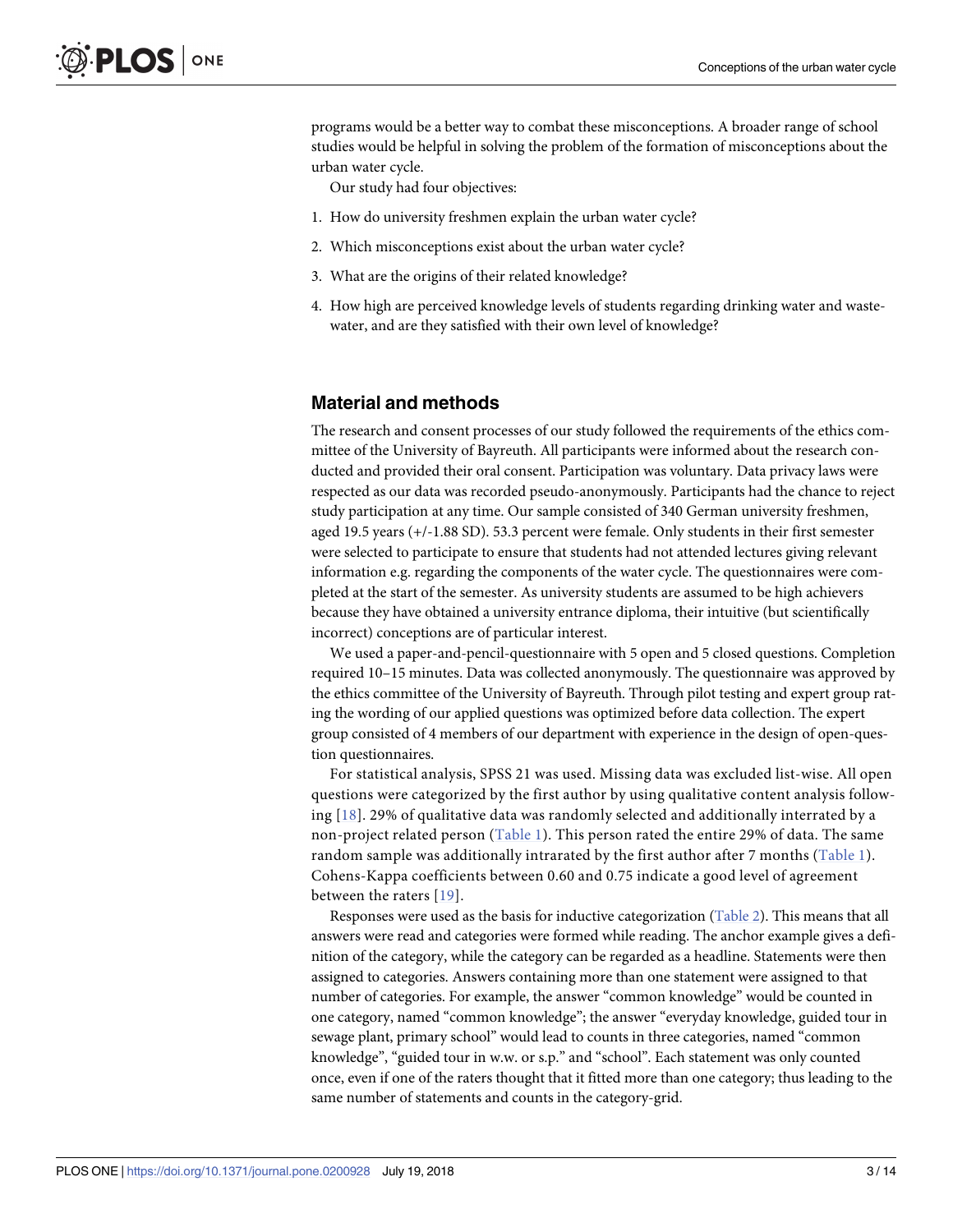programs would be a better way to combat these misconceptions. A broader range of school studies would be helpful in solving the problem of the formation of misconceptions about the urban water cycle.

Our study had four objectives:

1. How do university freshmen explain the urban water cycle?
2. Which misconceptions exist about the urban water cycle?
3. What are the origins of their related knowledge?
4. How high are perceived knowledge levels of students regarding drinking water and wastewater, and are they satisfied with their own level of knowledge?

## Material and methods

The research and consent processes of our study followed the requirements of the ethics committee of the University of Bayreuth. All participants were informed about the research conducted and provided their oral consent. Participation was voluntary. Data privacy laws were respected as our data was recorded pseudo-anonymously. Participants had the chance to reject study participation at any time. Our sample consisted of 340 German university freshmen, aged 19.5 years (+/-1.88 SD). 53.3 percent were female. Only students in their first semester were selected to participate to ensure that students had not attended lectures giving relevant information e.g. regarding the components of the water cycle. The questionnaires were completed at the start of the semester. As university students are assumed to be high achievers because they have obtained a university entrance diploma, their intuitive (but scientifically incorrect) conceptions are of particular interest.

We used a paper-and-pencil-questionnaire with 5 open and 5 closed questions. Completion required 10–15 minutes. Data was collected anonymously. The questionnaire was approved by the ethics committee of the University of Bayreuth. Through pilot testing and expert group rating the wording of our applied questions was optimized before data collection. The expert group consisted of 4 members of our department with experience in the design of open-question questionnaires.

For statistical analysis, SPSS 21 was used. Missing data was excluded list-wise. All open questions were categorized by the first author by using qualitative content analysis following [18]. 29% of qualitative data was randomly selected and additionally interrated by a non-project related person (Table 1). This person rated the entire 29% of data. The same random sample was additionally intrarated by the first author after 7 months (Table 1). Cohens-Kappa coefficients between 0.60 and 0.75 indicate a good level of agreement between the raters [19].

Responses were used as the basis for inductive categorization (Table 2). This means that all answers were read and categories were formed while reading. The anchor example gives a definition of the category, while the category can be regarded as a headline. Statements were then assigned to categories. Answers containing more than one statement were assigned to that number of categories. For example, the answer "common knowledge" would be counted in one category, named "common knowledge"; the answer "everyday knowledge, guided tour in sewage plant, primary school" would lead to counts in three categories, named "common knowledge", "guided tour in w.w. or s.p." and "school". Each statement was only counted once, even if one of the raters thought that it fitted more than one category; thus leading to the same number of statements and counts in the category-grid.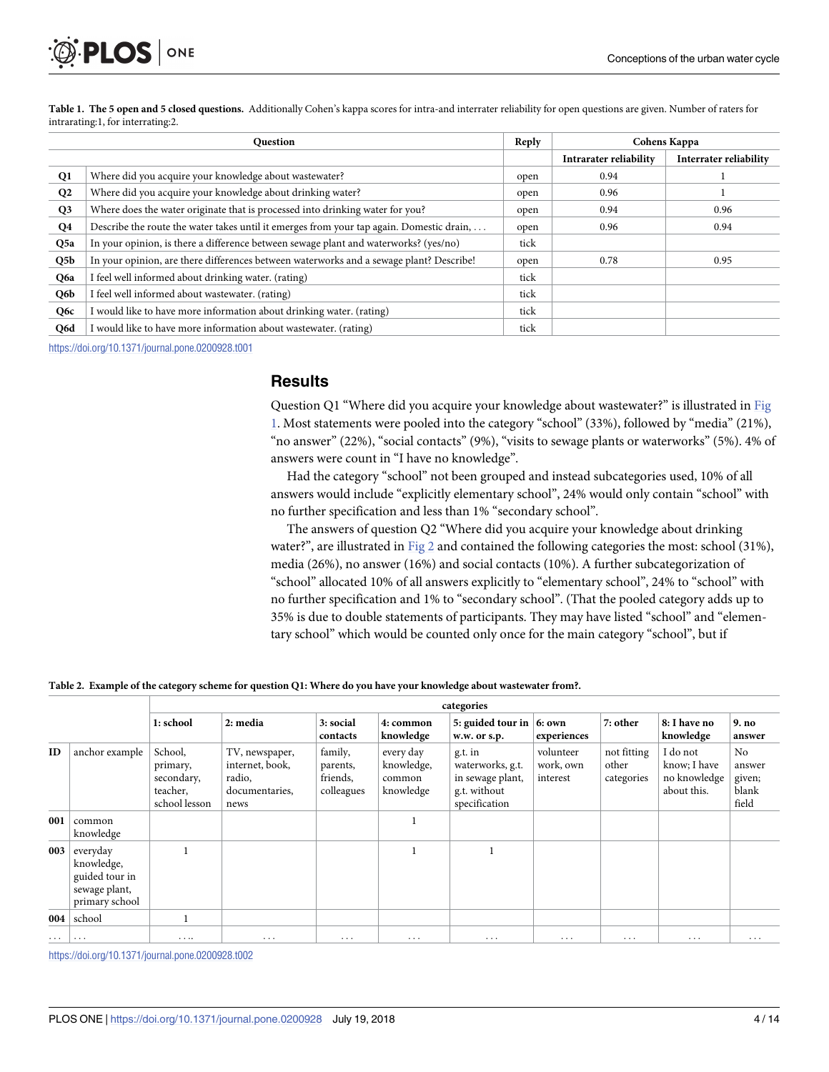**Table 1. The 5 open and 5 closed questions.** Additionally Cohen's kappa scores for intra-and interrater reliability for open questions are given. Number of raters for intrarating:1, for interrating:2.

| | Question | Reply | Cohens Kappa | |
|---|---|---|---|---|
| | | | Intrarater reliability | Interrater reliability |
| **Q1** | Where did you acquire your knowledge about wastewater? | open | 0.94 | 1 |
| **Q2** | Where did you acquire your knowledge about drinking water? | open | 0.96 | 1 |
| **Q3** | Where does the water originate that is processed into drinking water for you? | open | 0.94 | 0.96 |
| **Q4** | Describe the route the water takes until it emerges from your tap again. Domestic drain, . . . | open | 0.96 | 0.94 |
| **Q5a** | In your opinion, is there a difference between sewage plant and waterworks? (yes/no) | tick | | |
| **Q5b** | In your opinion, are there differences between waterworks and a sewage plant? Describe! | open | 0.78 | 0.95 |
| **Q6a** | I feel well informed about drinking water. (rating) | tick | | |
| **Q6b** | I feel well informed about wastewater. (rating) | tick | | |
| **Q6c** | I would like to have more information about drinking water. (rating) | tick | | |
| **Q6d** | I would like to have more information about wastewater. (rating) | tick | | |

https://doi.org/10.1371/journal.pone.0200928.t001

## Results

Question Q1 "Where did you acquire your knowledge about wastewater?" is illustrated in Fig 1. Most statements were pooled into the category "school" (33%), followed by "media" (21%), "no answer" (22%), "social contacts" (9%), "visits to sewage plants or waterworks" (5%). 4% of answers were count in "I have no knowledge".

Had the category "school" not been grouped and instead subcategories used, 10% of all answers would include "explicitly elementary school", 24% would only contain "school" with no further specification and less than 1% "secondary school".

The answers of question Q2 "Where did you acquire your knowledge about drinking water?", are illustrated in Fig 2 and contained the following categories the most: school (31%), media (26%), no answer (16%) and social contacts (10%). A further subcategorization of "school" allocated 10% of all answers explicitly to "elementary school", 24% to "school" with no further specification and 1% to "secondary school". (That the pooled category adds up to 35% is due to double statements of participants. They may have listed "school" and "elementary school" which would be counted only once for the main category "school", but if

**Table 2. Example of the category scheme for question Q1: Where do you have your knowledge about wastewater from?.**

| | | categories | | | | | | | | |
|---|---|---|---|---|---|---|---|---|---|---|
| | | **1: school** | **2: media** | **3: social contacts** | **4: common knowledge** | **5: guided tour in w.w. or s.p.** | **6: own experiences** | **7: other** | **8: I have no knowledge** | **9. no answer** |
| **ID** | anchor example | School, primary, secondary, teacher, school lesson | TV, newspaper, internet, book, radio, documentaries, news | family, parents, friends, colleagues | every day knowledge, common knowledge | g.t. in waterworks, g.t. in sewage plant, g.t. without specification | volunteer work, own interest | not fitting other categories | I do not know; I have no knowledge about this. | No answer given; blank field |
| **001** | common knowledge | | | | 1 | | | | | |
| **003** | everyday knowledge, guided tour in sewage plant, primary school | 1 | | | 1 | 1 | | | | |
| **004** | school | 1 | | | | | | | | |
| . . . | . . . | . . .. | . . . | . . . | . . . | . . . | . . . | . . . | . . . | . . . |

https://doi.org/10.1371/journal.pone.0200928.t002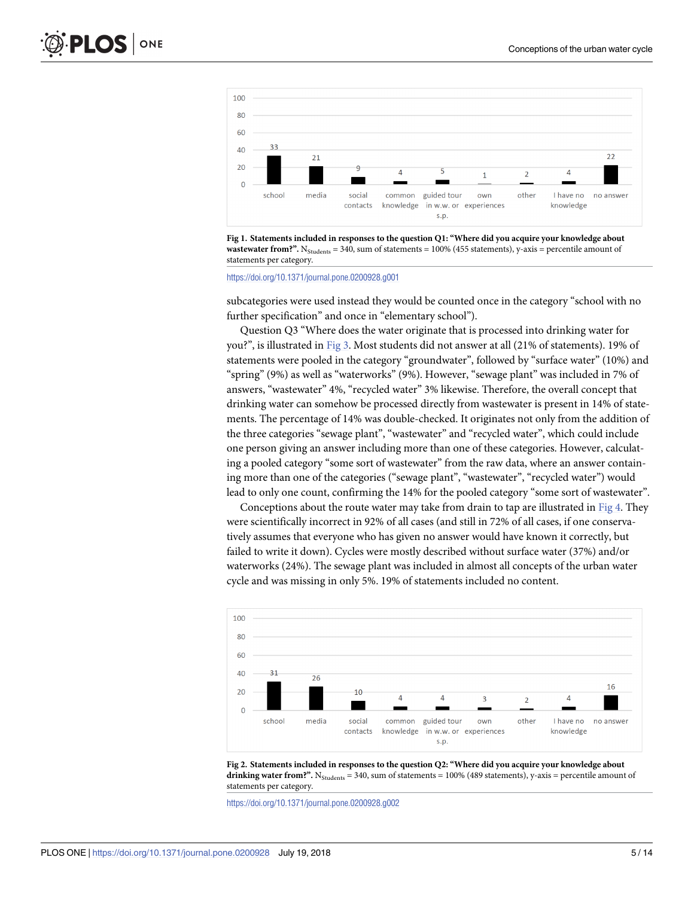Fig 1. **Statements included in responses to the question Q1: "Where did you acquire your knowledge about wastewater from?".** $N_{Students}$ = 340, sum of statements = 100% (455 statements), y-axis = percentile amount of statements per category.

https://doi.org/10.1371/journal.pone.0200928.g001

subcategories were used instead they would be counted once in the category "school with no further specification" and once in "elementary school").

Question Q3 "Where does the water originate that is processed into drinking water for you?", is illustrated in Fig 3. Most students did not answer at all (21% of statements). 19% of statements were pooled in the category "groundwater", followed by "surface water" (10%) and "spring" (9%) as well as "waterworks" (9%). However, "sewage plant" was included in 7% of answers, "wastewater" 4%, "recycled water" 3% likewise. Therefore, the overall concept that drinking water can somehow be processed directly from wastewater is present in 14% of statements. The percentage of 14% was double-checked. It originates not only from the addition of the three categories "sewage plant", "wastewater" and "recycled water", which could include one person giving an answer including more than one of these categories. However, calculating a pooled category "some sort of wastewater" from the raw data, where an answer containing more than one of the categories ("sewage plant", "wastewater", "recycled water") would lead to only one count, confirming the 14% for the pooled category "some sort of wastewater".

Conceptions about the route water may take from drain to tap are illustrated in Fig 4. They were scientifically incorrect in 92% of all cases (and still in 72% of all cases, if one conservatively assumes that everyone who has given no answer would have known it correctly, but failed to write it down). Cycles were mostly described without surface water (37%) and/or waterworks (24%). The sewage plant was included in almost all concepts of the urban water cycle and was missing in only 5%. 19% of statements included no content.

Fig 2. **Statements included in responses to the question Q2: "Where did you acquire your knowledge about drinking water from?".** $N_{Students}$ = 340, sum of statements = 100% (489 statements), y-axis = percentile amount of statements per category.

https://doi.org/10.1371/journal.pone.0200928.g002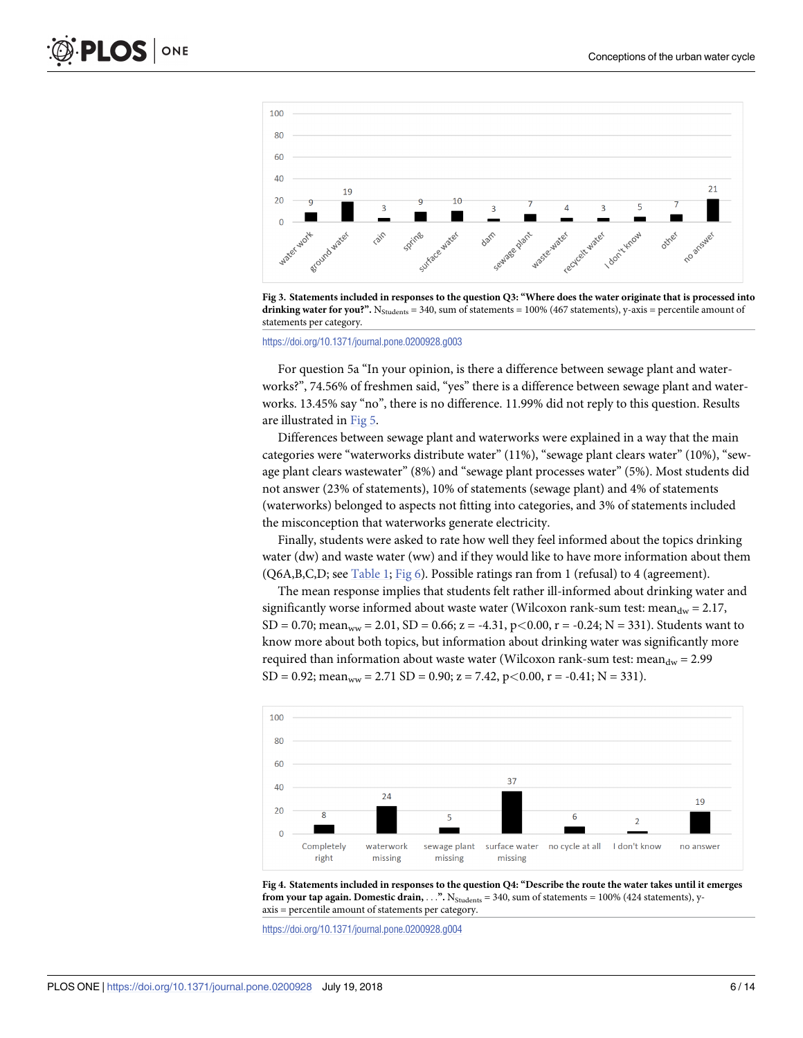**Fig 3. Statements included in responses to the question Q3: "Where does the water originate that is processed into drinking water for you?".** $N_{Students}$ = 340, sum of statements = 100% (467 statements), y-axis = percentile amount of statements per category.

https://doi.org/10.1371/journal.pone.0200928.g003

For question 5a "In your opinion, is there a difference between sewage plant and waterworks?", 74.56% of freshmen said, "yes" there is a difference between sewage plant and waterworks. 13.45% say "no", there is no difference. 11.99% did not reply to this question. Results are illustrated in Fig 5.

Differences between sewage plant and waterworks were explained in a way that the main categories were "waterworks distribute water" (11%), "sewage plant clears water" (10%), "sewage plant clears wastewater" (8%) and "sewage plant processes water" (5%). Most students did not answer (23% of statements), 10% of statements (sewage plant) and 4% of statements (waterworks) belonged to aspects not fitting into categories, and 3% of statements included the misconception that waterworks generate electricity.

Finally, students were asked to rate how well they feel informed about the topics drinking water (dw) and waste water (ww) and if they would like to have more information about them (Q6A,B,C,D; see Table 1; Fig 6). Possible ratings ran from 1 (refusal) to 4 (agreement).

The mean response implies that students felt rather ill-informed about drinking water and significantly worse informed about waste water (Wilcoxon rank-sum test: $mean_{dw}$ = 2.17, SD = 0.70; $mean_{ww}$ = 2.01, SD = 0.66; z = -4.31, p<0.00, r = -0.24; N = 331). Students want to know more about both topics, but information about drinking water was significantly more required than information about waste water (Wilcoxon rank-sum test: $mean_{dw}$ = 2.99 SD = 0.92; $mean_{ww}$ = 2.71 SD = 0.90; z = 7.42, p<0.00, r = -0.41; N = 331).

**Fig 4. Statements included in responses to the question Q4: "Describe the route the water takes until it emerges from your tap again. Domestic drain, . . .".** $N_{Students}$ = 340, sum of statements = 100% (424 statements), y-axis = percentile amount of statements per category.

https://doi.org/10.1371/journal.pone.0200928.g004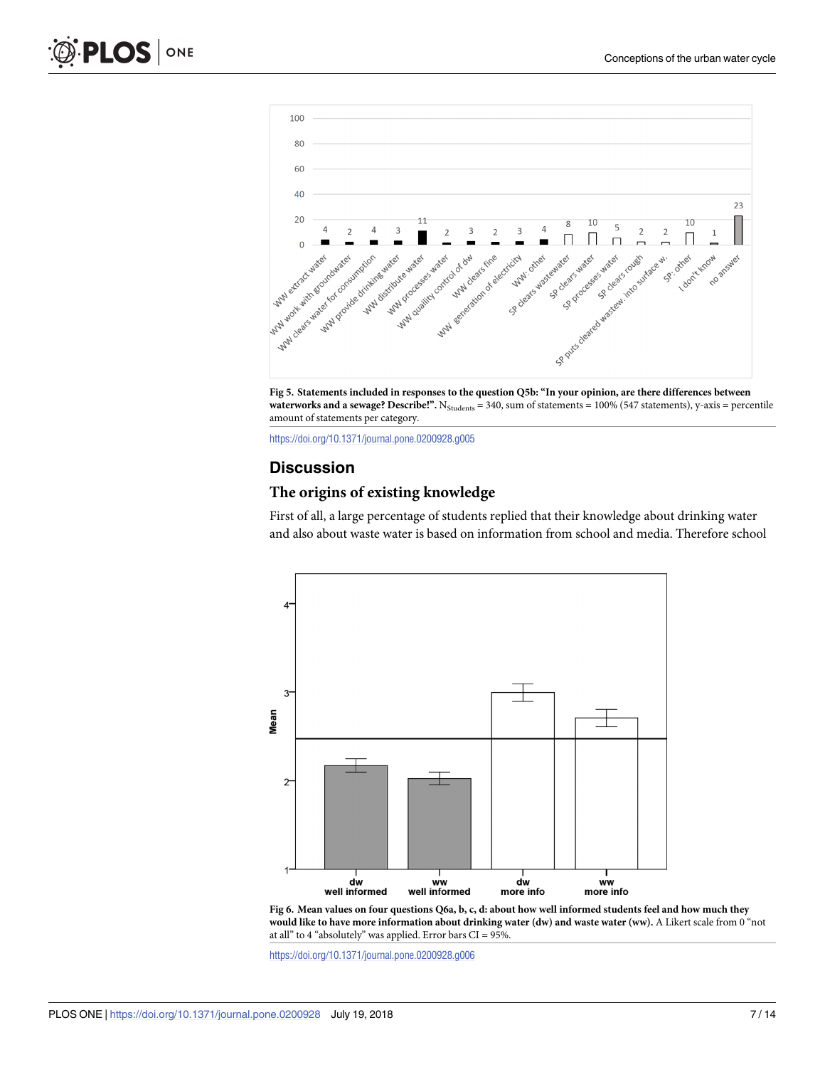**Fig 5. Statements included in responses to the question Q5b: "In your opinion, are there differences between waterworks and a sewage? Describe!".** $N_{Students}$ = 340, sum of statements = 100% (547 statements), y-axis = percentile amount of statements per category.

https://doi.org/10.1371/journal.pone.0200928.g005

## Discussion

### The origins of existing knowledge

First of all, a large percentage of students replied that their knowledge about drinking water and also about waste water is based on information from school and media. Therefore school

**Fig 6. Mean values on four questions Q6a, b, c, d: about how well informed students feel and how much they would like to have more information about drinking water (dw) and waste water (ww).** A Likert scale from 0 "not at all" to 4 "absolutely" was applied. Error bars CI = 95%.

https://doi.org/10.1371/journal.pone.0200928.g006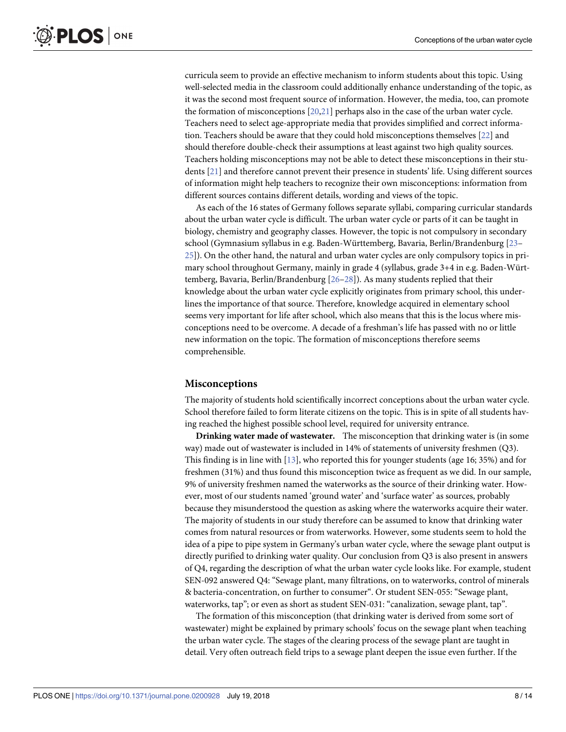curricula seem to provide an effective mechanism to inform students about this topic. Using well-selected media in the classroom could additionally enhance understanding of the topic, as it was the second most frequent source of information. However, the media, too, can promote the formation of misconceptions [20,21] perhaps also in the case of the urban water cycle. Teachers need to select age-appropriate media that provides simplified and correct information. Teachers should be aware that they could hold misconceptions themselves [22] and should therefore double-check their assumptions at least against two high quality sources. Teachers holding misconceptions may not be able to detect these misconceptions in their students [21] and therefore cannot prevent their presence in students' life. Using different sources of information might help teachers to recognize their own misconceptions: information from different sources contains different details, wording and views of the topic.

As each of the 16 states of Germany follows separate syllabi, comparing curricular standards about the urban water cycle is difficult. The urban water cycle or parts of it can be taught in biology, chemistry and geography classes. However, the topic is not compulsory in secondary school (Gymnasium syllabus in e.g. Baden-Württemberg, Bavaria, Berlin/Brandenburg [23–25]). On the other hand, the natural and urban water cycles are only compulsory topics in primary school throughout Germany, mainly in grade 4 (syllabus, grade 3+4 in e.g. Baden-Württemberg, Bavaria, Berlin/Brandenburg [26–28]). As many students replied that their knowledge about the urban water cycle explicitly originates from primary school, this underlines the importance of that source. Therefore, knowledge acquired in elementary school seems very important for life after school, which also means that this is the locus where misconceptions need to be overcome. A decade of a freshman's life has passed with no or little new information on the topic. The formation of misconceptions therefore seems comprehensible.

## Misconceptions

The majority of students hold scientifically incorrect conceptions about the urban water cycle. School therefore failed to form literate citizens on the topic. This is in spite of all students having reached the highest possible school level, required for university entrance.

**Drinking water made of wastewater.** The misconception that drinking water is (in some way) made out of wastewater is included in 14% of statements of university freshmen (Q3). This finding is in line with [13], who reported this for younger students (age 16; 35%) and for freshmen (31%) and thus found this misconception twice as frequent as we did. In our sample, 9% of university freshmen named the waterworks as the source of their drinking water. However, most of our students named 'ground water' and 'surface water' as sources, probably because they misunderstood the question as asking where the waterworks acquire their water. The majority of students in our study therefore can be assumed to know that drinking water comes from natural resources or from waterworks. However, some students seem to hold the idea of a pipe to pipe system in Germany's urban water cycle, where the sewage plant output is directly purified to drinking water quality. Our conclusion from Q3 is also present in answers of Q4, regarding the description of what the urban water cycle looks like. For example, student SEN-092 answered Q4: "Sewage plant, many filtrations, on to waterworks, control of minerals & bacteria-concentration, on further to consumer". Or student SEN-055: "Sewage plant, waterworks, tap"; or even as short as student SEN-031: "canalization, sewage plant, tap".

The formation of this misconception (that drinking water is derived from some sort of wastewater) might be explained by primary schools' focus on the sewage plant when teaching the urban water cycle. The stages of the clearing process of the sewage plant are taught in detail. Very often outreach field trips to a sewage plant deepen the issue even further. If the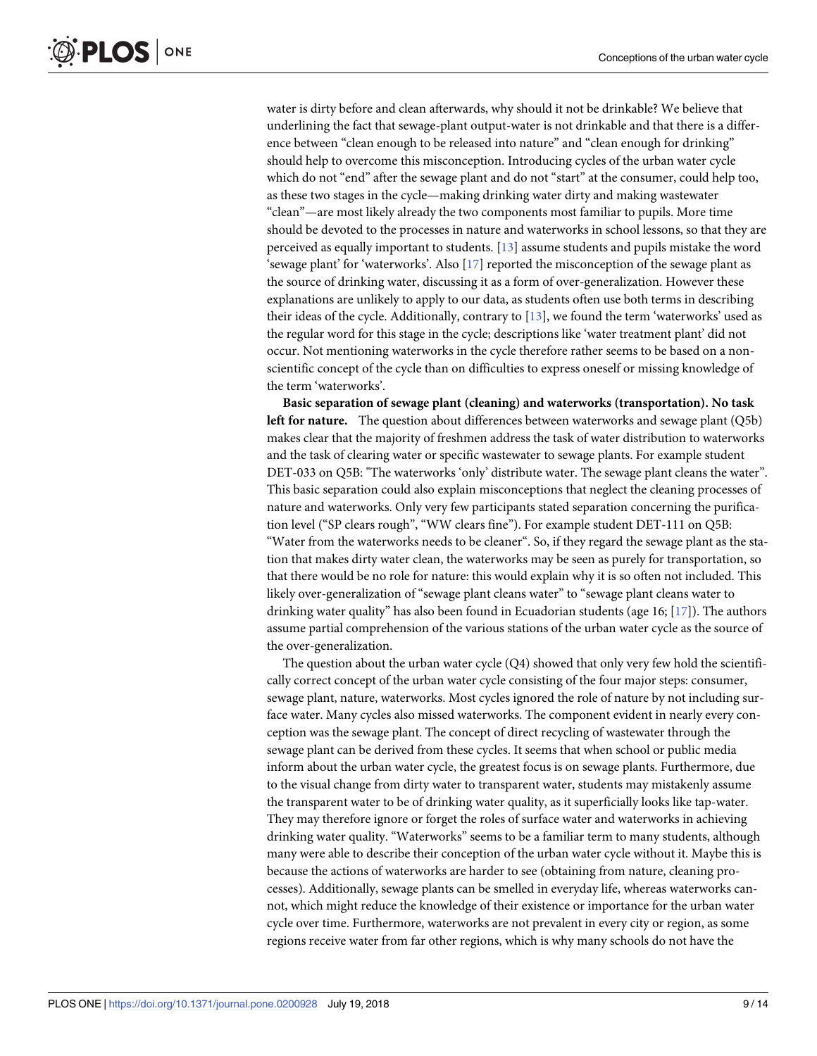water is dirty before and clean afterwards, why should it not be drinkable? We believe that underlining the fact that sewage-plant output-water is not drinkable and that there is a difference between "clean enough to be released into nature" and "clean enough for drinking" should help to overcome this misconception. Introducing cycles of the urban water cycle which do not "end" after the sewage plant and do not "start" at the consumer, could help too, as these two stages in the cycle—making drinking water dirty and making wastewater "clean"—are most likely already the two components most familiar to pupils. More time should be devoted to the processes in nature and waterworks in school lessons, so that they are perceived as equally important to students. [13] assume students and pupils mistake the word 'sewage plant' for 'waterworks'. Also [17] reported the misconception of the sewage plant as the source of drinking water, discussing it as a form of over-generalization. However these explanations are unlikely to apply to our data, as students often use both terms in describing their ideas of the cycle. Additionally, contrary to [13], we found the term 'waterworks' used as the regular word for this stage in the cycle; descriptions like 'water treatment plant' did not occur. Not mentioning waterworks in the cycle therefore rather seems to be based on a non-scientific concept of the cycle than on difficulties to express oneself or missing knowledge of the term 'waterworks'.

**Basic separation of sewage plant (cleaning) and waterworks (transportation). No task left for nature.** The question about differences between waterworks and sewage plant (Q5b) makes clear that the majority of freshmen address the task of water distribution to waterworks and the task of clearing water or specific wastewater to sewage plants. For example student DET-033 on Q5B: "The waterworks 'only' distribute water. The sewage plant cleans the water". This basic separation could also explain misconceptions that neglect the cleaning processes of nature and waterworks. Only very few participants stated separation concerning the purification level ("SP clears rough", "WW clears fine"). For example student DET-111 on Q5B: "Water from the waterworks needs to be cleaner". So, if they regard the sewage plant as the station that makes dirty water clean, the waterworks may be seen as purely for transportation, so that there would be no role for nature: this would explain why it is so often not included. This likely over-generalization of "sewage plant cleans water" to "sewage plant cleans water to drinking water quality" has also been found in Ecuadorian students (age 16; [17]). The authors assume partial comprehension of the various stations of the urban water cycle as the source of the over-generalization.

The question about the urban water cycle (Q4) showed that only very few hold the scientifically correct concept of the urban water cycle consisting of the four major steps: consumer, sewage plant, nature, waterworks. Most cycles ignored the role of nature by not including surface water. Many cycles also missed waterworks. The component evident in nearly every conception was the sewage plant. The concept of direct recycling of wastewater through the sewage plant can be derived from these cycles. It seems that when school or public media inform about the urban water cycle, the greatest focus is on sewage plants. Furthermore, due to the visual change from dirty water to transparent water, students may mistakenly assume the transparent water to be of drinking water quality, as it superficially looks like tap-water. They may therefore ignore or forget the roles of surface water and waterworks in achieving drinking water quality. "Waterworks" seems to be a familiar term to many students, although many were able to describe their conception of the urban water cycle without it. Maybe this is because the actions of waterworks are harder to see (obtaining from nature, cleaning processes). Additionally, sewage plants can be smelled in everyday life, whereas waterworks cannot, which might reduce the knowledge of their existence or importance for the urban water cycle over time. Furthermore, waterworks are not prevalent in every city or region, as some regions receive water from far other regions, which is why many schools do not have the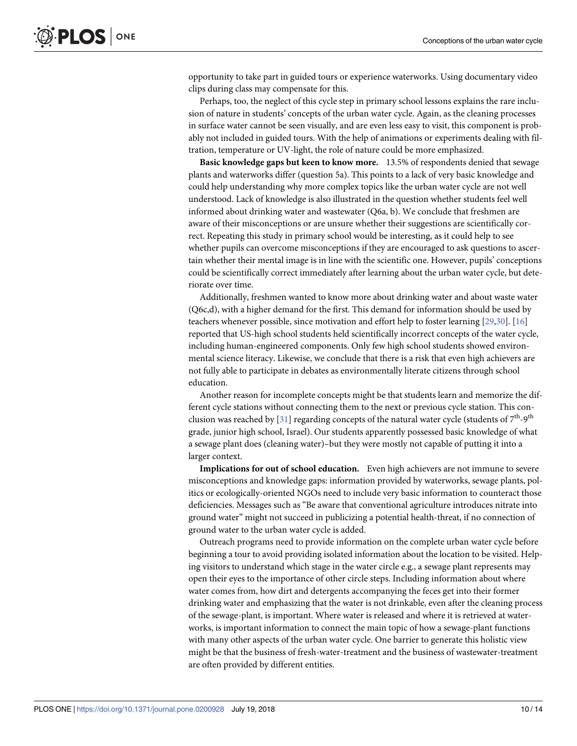opportunity to take part in guided tours or experience waterworks. Using documentary video clips during class may compensate for this.

Perhaps, too, the neglect of this cycle step in primary school lessons explains the rare inclusion of nature in students' concepts of the urban water cycle. Again, as the cleaning processes in surface water cannot be seen visually, and are even less easy to visit, this component is probably not included in guided tours. With the help of animations or experiments dealing with filtration, temperature or UV-light, the role of nature could be more emphasized.

**Basic knowledge gaps but keen to know more.** 13.5% of respondents denied that sewage plants and waterworks differ (question 5a). This points to a lack of very basic knowledge and could help understanding why more complex topics like the urban water cycle are not well understood. Lack of knowledge is also illustrated in the question whether students feel well informed about drinking water and wastewater (Q6a, b). We conclude that freshmen are aware of their misconceptions or are unsure whether their suggestions are scientifically correct. Repeating this study in primary school would be interesting, as it could help to see whether pupils can overcome misconceptions if they are encouraged to ask questions to ascertain whether their mental image is in line with the scientific one. However, pupils' conceptions could be scientifically correct immediately after learning about the urban water cycle, but deteriorate over time.

Additionally, freshmen wanted to know more about drinking water and about waste water (Q6c,d), with a higher demand for the first. This demand for information should be used by teachers whenever possible, since motivation and effort help to foster learning [29,30]. [16] reported that US-high school students held scientifically incorrect concepts of the water cycle, including human-engineered components. Only few high school students showed environmental science literacy. Likewise, we conclude that there is a risk that even high achievers are not fully able to participate in debates as environmentally literate citizens through school education.

Another reason for incomplete concepts might be that students learn and memorize the different cycle stations without connecting them to the next or previous cycle station. This conclusion was reached by [31] regarding concepts of the natural water cycle (students of 7$^{th}$-9$^{th}$ grade, junior high school, Israel). Our students apparently possessed basic knowledge of what a sewage plant does (cleaning water)–but they were mostly not capable of putting it into a larger context.

**Implications for out of school education.** Even high achievers are not immune to severe misconceptions and knowledge gaps: information provided by waterworks, sewage plants, politics or ecologically-oriented NGOs need to include very basic information to counteract those deficiencies. Messages such as "Be aware that conventional agriculture introduces nitrate into ground water" might not succeed in publicizing a potential health-threat, if no connection of ground water to the urban water cycle is added.

Outreach programs need to provide information on the complete urban water cycle before beginning a tour to avoid providing isolated information about the location to be visited. Helping visitors to understand which stage in the water circle e.g., a sewage plant represents may open their eyes to the importance of other circle steps. Including information about where water comes from, how dirt and detergents accompanying the feces get into their former drinking water and emphasizing that the water is not drinkable, even after the cleaning process of the sewage-plant, is important. Where water is released and where it is retrieved at waterworks, is important information to connect the main topic of how a sewage-plant functions with many other aspects of the urban water cycle. One barrier to generate this holistic view might be that the business of fresh-water-treatment and the business of wastewater-treatment are often provided by different entities.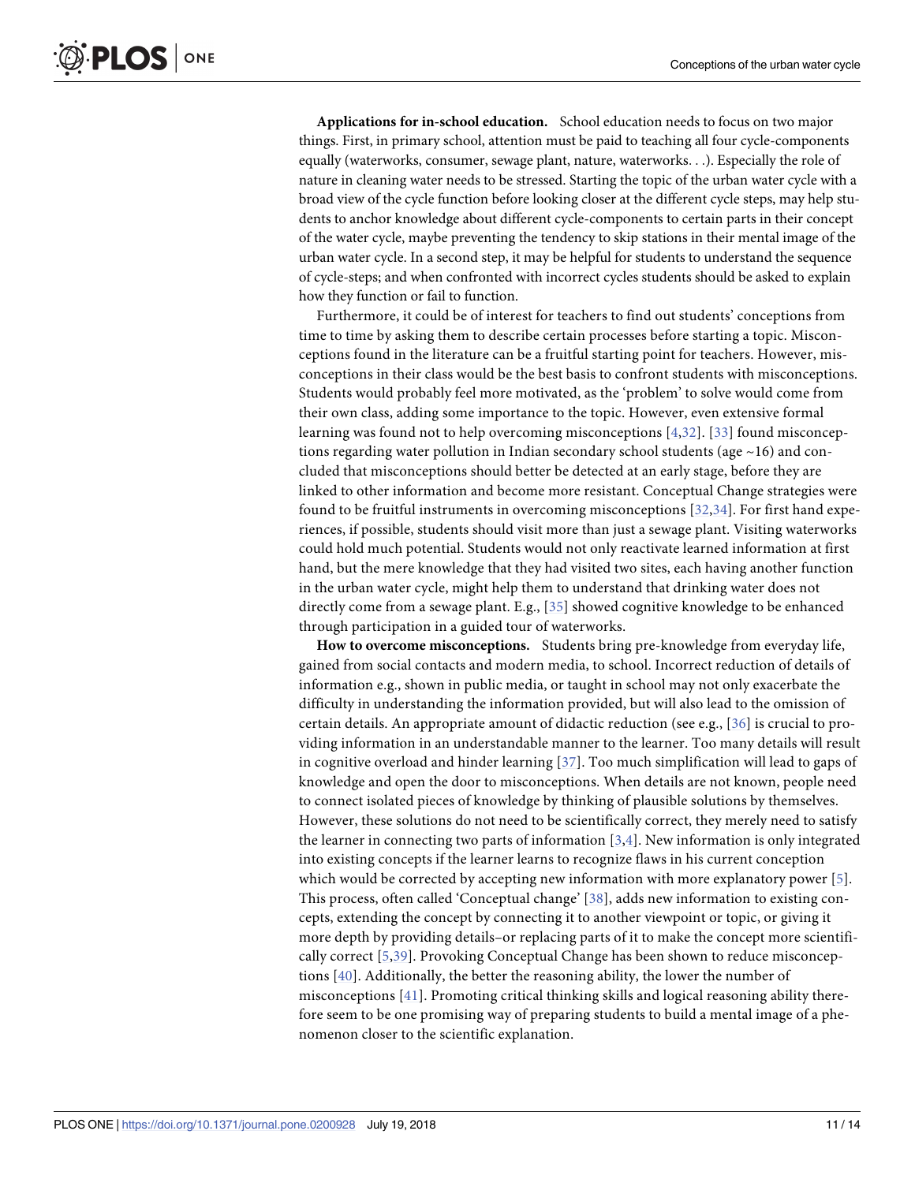**Applications for in-school education.** School education needs to focus on two major things. First, in primary school, attention must be paid to teaching all four cycle-components equally (waterworks, consumer, sewage plant, nature, waterworks. . .). Especially the role of nature in cleaning water needs to be stressed. Starting the topic of the urban water cycle with a broad view of the cycle function before looking closer at the different cycle steps, may help students to anchor knowledge about different cycle-components to certain parts in their concept of the water cycle, maybe preventing the tendency to skip stations in their mental image of the urban water cycle. In a second step, it may be helpful for students to understand the sequence of cycle-steps; and when confronted with incorrect cycles students should be asked to explain how they function or fail to function.

Furthermore, it could be of interest for teachers to find out students' conceptions from time to time by asking them to describe certain processes before starting a topic. Misconceptions found in the literature can be a fruitful starting point for teachers. However, misconceptions in their class would be the best basis to confront students with misconceptions. Students would probably feel more motivated, as the 'problem' to solve would come from their own class, adding some importance to the topic. However, even extensive formal learning was found not to help overcoming misconceptions [4,32]. [33] found misconceptions regarding water pollution in Indian secondary school students (age ~16) and concluded that misconceptions should better be detected at an early stage, before they are linked to other information and become more resistant. Conceptual Change strategies were found to be fruitful instruments in overcoming misconceptions [32,34]. For first hand experiences, if possible, students should visit more than just a sewage plant. Visiting waterworks could hold much potential. Students would not only reactivate learned information at first hand, but the mere knowledge that they had visited two sites, each having another function in the urban water cycle, might help them to understand that drinking water does not directly come from a sewage plant. E.g., [35] showed cognitive knowledge to be enhanced through participation in a guided tour of waterworks.

**How to overcome misconceptions.** Students bring pre-knowledge from everyday life, gained from social contacts and modern media, to school. Incorrect reduction of details of information e.g., shown in public media, or taught in school may not only exacerbate the difficulty in understanding the information provided, but will also lead to the omission of certain details. An appropriate amount of didactic reduction (see e.g., [36] is crucial to providing information in an understandable manner to the learner. Too many details will result in cognitive overload and hinder learning [37]. Too much simplification will lead to gaps of knowledge and open the door to misconceptions. When details are not known, people need to connect isolated pieces of knowledge by thinking of plausible solutions by themselves. However, these solutions do not need to be scientifically correct, they merely need to satisfy the learner in connecting two parts of information [3,4]. New information is only integrated into existing concepts if the learner learns to recognize flaws in his current conception which would be corrected by accepting new information with more explanatory power [5]. This process, often called 'Conceptual change' [38], adds new information to existing concepts, extending the concept by connecting it to another viewpoint or topic, or giving it more depth by providing details–or replacing parts of it to make the concept more scientifically correct [5,39]. Provoking Conceptual Change has been shown to reduce misconceptions [40]. Additionally, the better the reasoning ability, the lower the number of misconceptions [41]. Promoting critical thinking skills and logical reasoning ability therefore seem to be one promising way of preparing students to build a mental image of a phenomenon closer to the scientific explanation.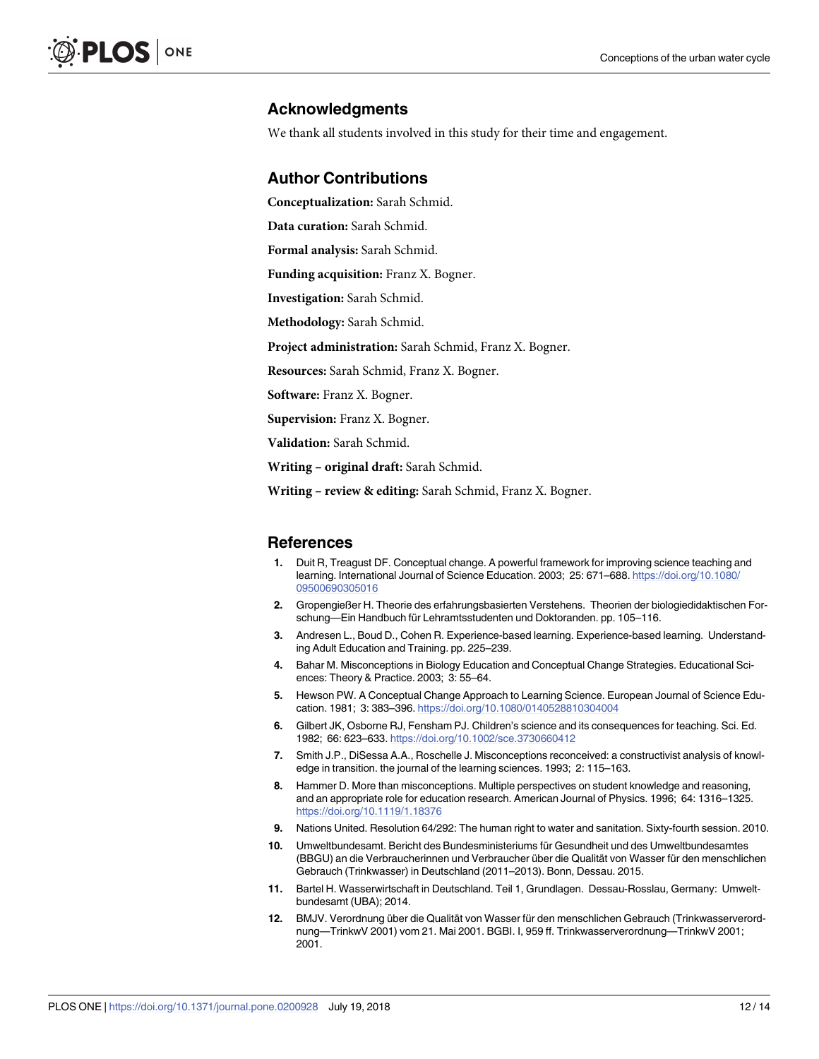## Acknowledgments

We thank all students involved in this study for their time and engagement.

## Author Contributions

**Conceptualization:** Sarah Schmid.

**Data curation:** Sarah Schmid.

**Formal analysis:** Sarah Schmid.

**Funding acquisition:** Franz X. Bogner.

**Investigation:** Sarah Schmid.

**Methodology:** Sarah Schmid.

**Project administration:** Sarah Schmid, Franz X. Bogner.

**Resources:** Sarah Schmid, Franz X. Bogner.

**Software:** Franz X. Bogner.

**Supervision:** Franz X. Bogner.

**Validation:** Sarah Schmid.

**Writing – original draft:** Sarah Schmid.

**Writing – review & editing:** Sarah Schmid, Franz X. Bogner.

## References

1. Duit R, Treagust DF. Conceptual change. A powerful framework for improving science teaching and learning. International Journal of Science Education. 2003; 25: 671–688. https://doi.org/10.1080/09500690305016
2. Gropengießer H. Theorie des erfahrungsbasierten Verstehens. Theorien der biologiedidaktischen Forschung—Ein Handbuch für Lehramtsstudenten und Doktoranden. pp. 105–116.
3. Andresen L., Boud D., Cohen R. Experience-based learning. Experience-based learning. Understanding Adult Education and Training. pp. 225–239.
4. Bahar M. Misconceptions in Biology Education and Conceptual Change Strategies. Educational Sciences: Theory & Practice. 2003; 3: 55–64.
5. Hewson PW. A Conceptual Change Approach to Learning Science. European Journal of Science Education. 1981; 3: 383–396. https://doi.org/10.1080/0140528810304004
6. Gilbert JK, Osborne RJ, Fensham PJ. Children's science and its consequences for teaching. Sci. Ed. 1982; 66: 623–633. https://doi.org/10.1002/sce.3730660412
7. Smith J.P., DiSessa A.A., Roschelle J. Misconceptions reconceived: a constructivist analysis of knowledge in transition. the journal of the learning sciences. 1993; 2: 115–163.
8. Hammer D. More than misconceptions. Multiple perspectives on student knowledge and reasoning, and an appropriate role for education research. American Journal of Physics. 1996; 64: 1316–1325. https://doi.org/10.1119/1.18376
9. Nations United. Resolution 64/292: The human right to water and sanitation. Sixty-fourth session. 2010.
10. Umweltbundesamt. Bericht des Bundesministeriums für Gesundheit und des Umweltbundesamtes (BBGU) an die Verbraucherinnen und Verbraucher über die Qualität von Wasser für den menschlichen Gebrauch (Trinkwasser) in Deutschland (2011–2013). Bonn, Dessau. 2015.
11. Bartel H. Wasserwirtschaft in Deutschland. Teil 1, Grundlagen. Dessau-Rosslau, Germany: Umweltbundesamt (UBA); 2014.
12. BMJV. Verordnung über die Qualität von Wasser für den menschlichen Gebrauch (Trinkwasserverordnung—TrinkwV 2001) vom 21. Mai 2001. BGBI. I, 959 ff. Trinkwasserverordnung—TrinkwV 2001; 2001.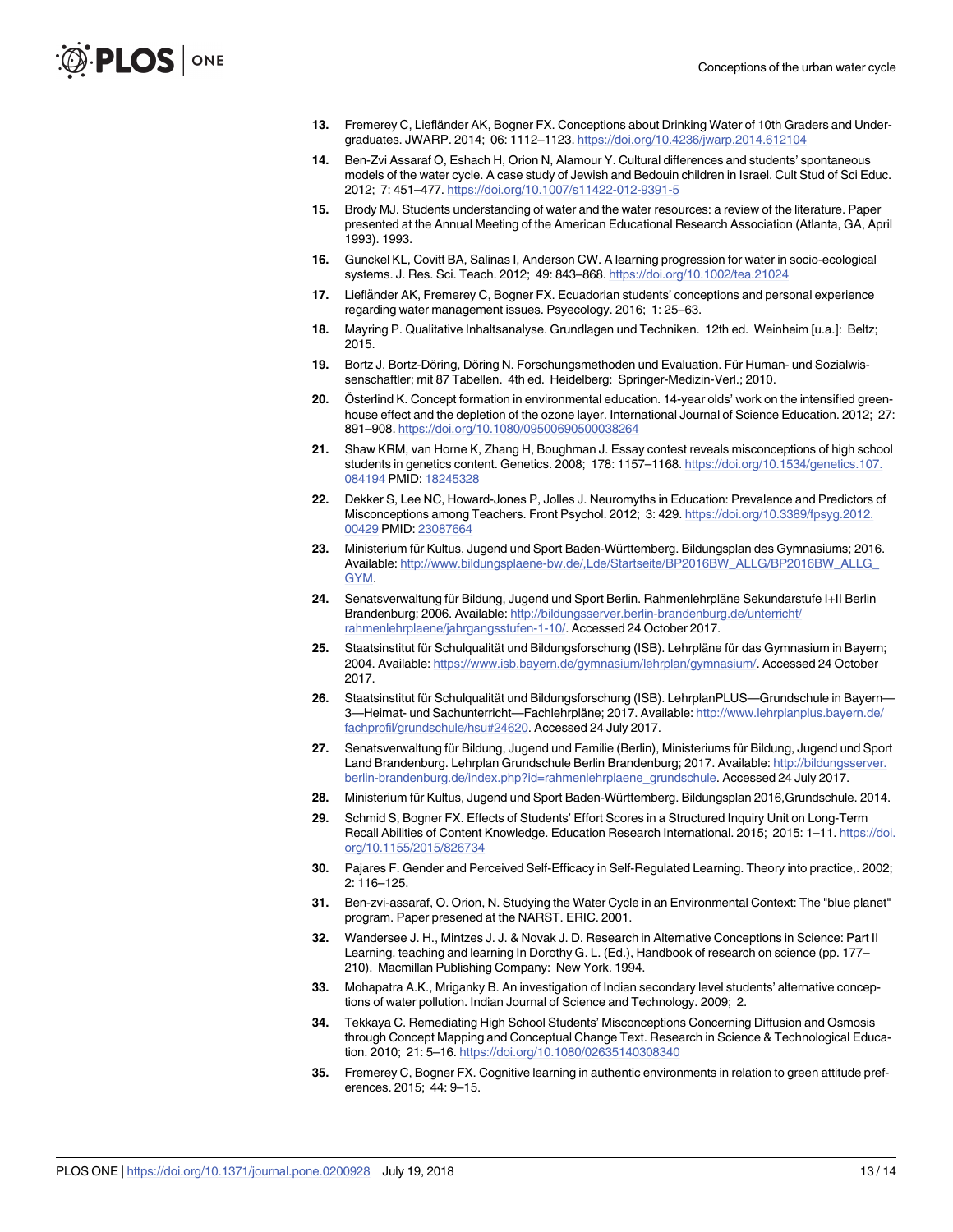13. Fremerey C, Liefländer AK, Bogner FX. Conceptions about Drinking Water of 10th Graders and Undergraduates. JWARP. 2014; 06: 1112–1123. https://doi.org/10.4236/jwarp.2014.612104
14. Ben-Zvi Assaraf O, Eshach H, Orion N, Alamour Y. Cultural differences and students' spontaneous models of the water cycle. A case study of Jewish and Bedouin children in Israel. Cult Stud of Sci Educ. 2012; 7: 451–477. https://doi.org/10.1007/s11422-012-9391-5
15. Brody MJ. Students understanding of water and the water resources: a review of the literature. Paper presented at the Annual Meeting of the American Educational Research Association (Atlanta, GA, April 1993). 1993.
16. Gunckel KL, Covitt BA, Salinas I, Anderson CW. A learning progression for water in socio-ecological systems. J. Res. Sci. Teach. 2012; 49: 843–868. https://doi.org/10.1002/tea.21024
17. Liefländer AK, Fremerey C, Bogner FX. Ecuadorian students' conceptions and personal experience regarding water management issues. Psyecology. 2016; 1: 25–63.
18. Mayring P. Qualitative Inhaltsanalyse. Grundlagen und Techniken. 12th ed. Weinheim [u.a.]: Beltz; 2015.
19. Bortz J, Bortz-Döring, Döring N. Forschungsmethoden und Evaluation. Für Human- und Sozialwissenschaftler; mit 87 Tabellen. 4th ed. Heidelberg: Springer-Medizin-Verl.; 2010.
20. Österlind K. Concept formation in environmental education. 14-year olds' work on the intensified greenhouse effect and the depletion of the ozone layer. International Journal of Science Education. 2012; 27: 891–908. https://doi.org/10.1080/09500690500038264
21. Shaw KRM, van Horne K, Zhang H, Boughman J. Essay contest reveals misconceptions of high school students in genetics content. Genetics. 2008; 178: 1157–1168. https://doi.org/10.1534/genetics.107.084194 PMID: 18245328
22. Dekker S, Lee NC, Howard-Jones P, Jolles J. Neuromyths in Education: Prevalence and Predictors of Misconceptions among Teachers. Front Psychol. 2012; 3: 429. https://doi.org/10.3389/fpsyg.2012.00429 PMID: 23087664
23. Ministerium für Kultus, Jugend und Sport Baden-Württemberg. Bildungsplan des Gymnasiums; 2016. Available: http://www.bildungsplaene-bw.de/,Lde/Startseite/BP2016BW_ALLG/BP2016BW_ALLG_GYM.
24. Senatsverwaltung für Bildung, Jugend und Sport Berlin. Rahmenlehrpläne Sekundarstufe I+II Berlin Brandenburg; 2006. Available: http://bildungsserver.berlin-brandenburg.de/unterricht/rahmenlehrplaene/jahrgangsstufen-1-10/. Accessed 24 October 2017.
25. Staatsinstitut für Schulqualität und Bildungsforschung (ISB). Lehrpläne für das Gymnasium in Bayern; 2004. Available: https://www.isb.bayern.de/gymnasium/lehrplan/gymnasium/. Accessed 24 October 2017.
26. Staatsinstitut für Schulqualität und Bildungsforschung (ISB). LehrplanPLUS—Grundschule in Bayern—3—Heimat- und Sachunterricht—Fachlehrpläne; 2017. Available: http://www.lehrplanplus.bayern.de/fachprofil/grundschule/hsu#24620. Accessed 24 July 2017.
27. Senatsverwaltung für Bildung, Jugend und Familie (Berlin), Ministeriums für Bildung, Jugend und Sport Land Brandenburg. Lehrplan Grundschule Berlin Brandenburg; 2017. Available: http://bildungsserver.berlin-brandenburg.de/index.php?id=rahmenlehrplaene_grundschule. Accessed 24 July 2017.
28. Ministerium für Kultus, Jugend und Sport Baden-Württemberg. Bildungsplan 2016,Grundschule. 2014.
29. Schmid S, Bogner FX. Effects of Students' Effort Scores in a Structured Inquiry Unit on Long-Term Recall Abilities of Content Knowledge. Education Research International. 2015; 2015: 1–11. https://doi.org/10.1155/2015/826734
30. Pajares F. Gender and Perceived Self-Efficacy in Self-Regulated Learning. Theory into practice,. 2002; 2: 116–125.
31. Ben-zvi-assaraf, O. Orion, N. Studying the Water Cycle in an Environmental Context: The "blue planet" program. Paper presened at the NARST. ERIC. 2001.
32. Wandersee J. H., Mintzes J. J. & Novak J. D. Research in Alternative Conceptions in Science: Part II Learning. teaching and learning In Dorothy G. L. (Ed.), Handbook of research on science (pp. 177–210). Macmillan Publishing Company: New York. 1994.
33. Mohapatra A.K., Mriganky B. An investigation of Indian secondary level students' alternative conceptions of water pollution. Indian Journal of Science and Technology. 2009; 2.
34. Tekkaya C. Remediating High School Students' Misconceptions Concerning Diffusion and Osmosis through Concept Mapping and Conceptual Change Text. Research in Science & Technological Education. 2010; 21: 5–16. https://doi.org/10.1080/02635140308340
35. Fremerey C, Bogner FX. Cognitive learning in authentic environments in relation to green attitude preferences. 2015; 44: 9–15.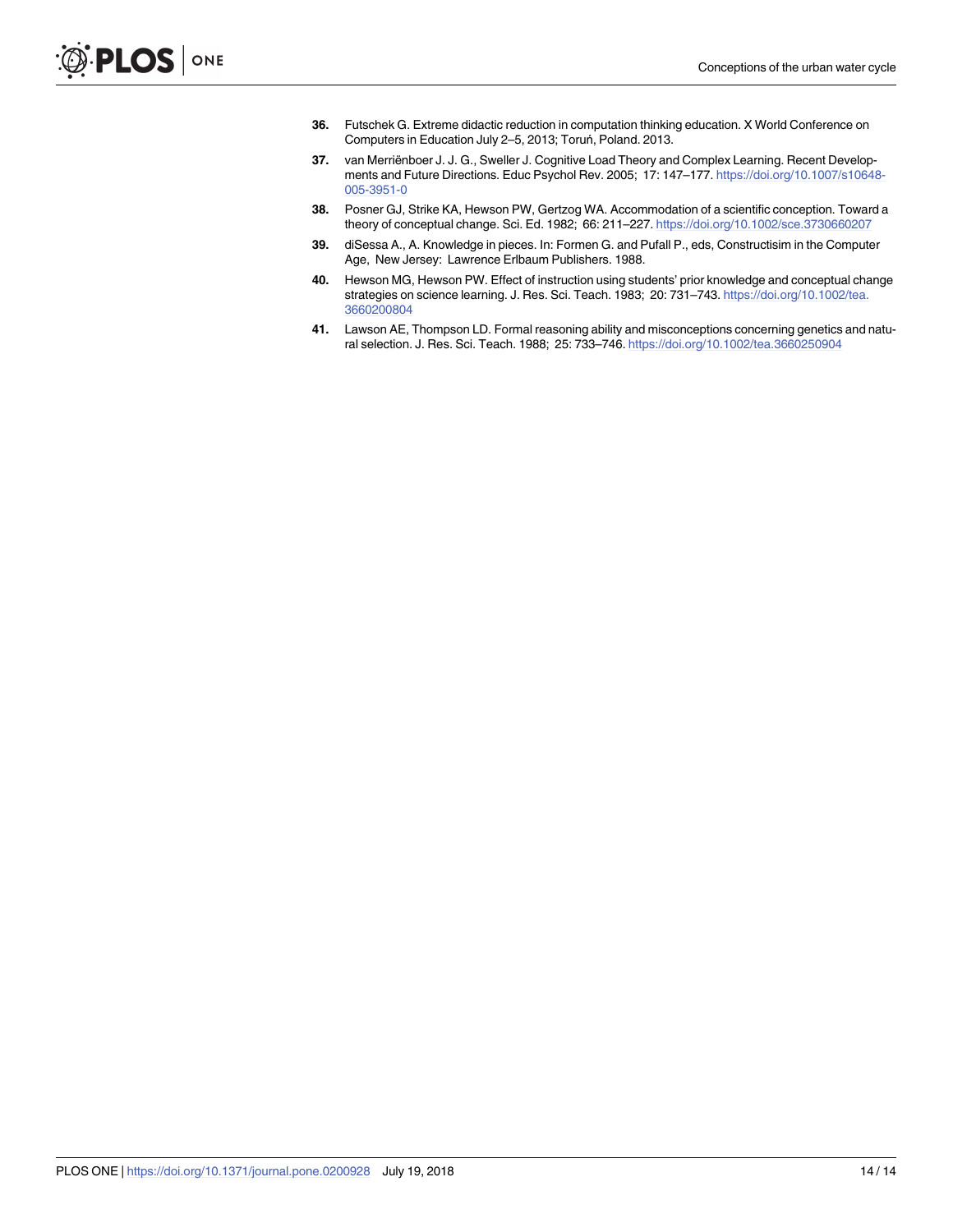36. Futschek G. Extreme didactic reduction in computation thinking education. X World Conference on Computers in Education July 2–5, 2013; Toruń, Poland. 2013.
37. van Merriënboer J. J. G., Sweller J. Cognitive Load Theory and Complex Learning. Recent Developments and Future Directions. Educ Psychol Rev. 2005; 17: 147–177. https://doi.org/10.1007/s10648-005-3951-0
38. Posner GJ, Strike KA, Hewson PW, Gertzog WA. Accommodation of a scientific conception. Toward a theory of conceptual change. Sci. Ed. 1982; 66: 211–227. https://doi.org/10.1002/sce.3730660207
39. diSessa A., A. Knowledge in pieces. In: Formen G. and Pufall P., eds, Constructisim in the Computer Age, New Jersey: Lawrence Erlbaum Publishers. 1988.
40. Hewson MG, Hewson PW. Effect of instruction using students' prior knowledge and conceptual change strategies on science learning. J. Res. Sci. Teach. 1983; 20: 731–743. https://doi.org/10.1002/tea.3660200804
41. Lawson AE, Thompson LD. Formal reasoning ability and misconceptions concerning genetics and natural selection. J. Res. Sci. Teach. 1988; 25: 733–746. https://doi.org/10.1002/tea.3660250904